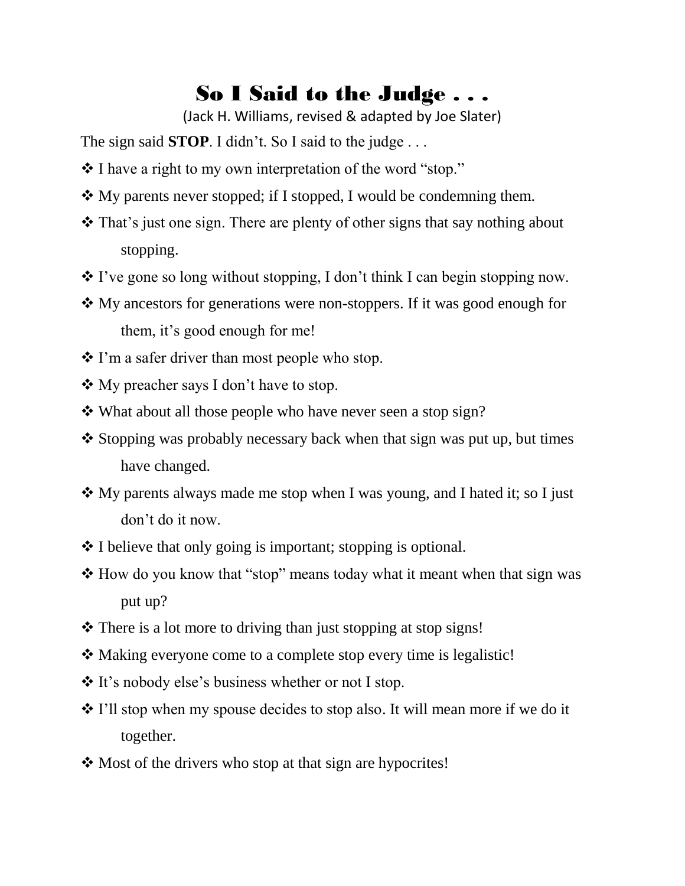# So I Said to the Judge . . .

(Jack H. Williams, revised & adapted by Joe Slater)

The sign said **STOP**. I didn't. So I said to the judge . . .

- I have a right to my own interpretation of the word "stop."
- My parents never stopped; if I stopped, I would be condemning them.
- That's just one sign. There are plenty of other signs that say nothing about stopping.
- I've gone so long without stopping, I don't think I can begin stopping now.
- My ancestors for generations were non-stoppers. If it was good enough for them, it's good enough for me!
- I'm a safer driver than most people who stop.
- My preacher says I don't have to stop.
- What about all those people who have never seen a stop sign?
- Stopping was probably necessary back when that sign was put up, but times have changed.
- My parents always made me stop when I was young, and I hated it; so I just don't do it now.
- I believe that only going is important; stopping is optional.
- How do you know that "stop" means today what it meant when that sign was put up?
- There is a lot more to driving than just stopping at stop signs!
- Making everyone come to a complete stop every time is legalistic!
- It's nobody else's business whether or not I stop.
- I'll stop when my spouse decides to stop also. It will mean more if we do it together.
- Most of the drivers who stop at that sign are hypocrites!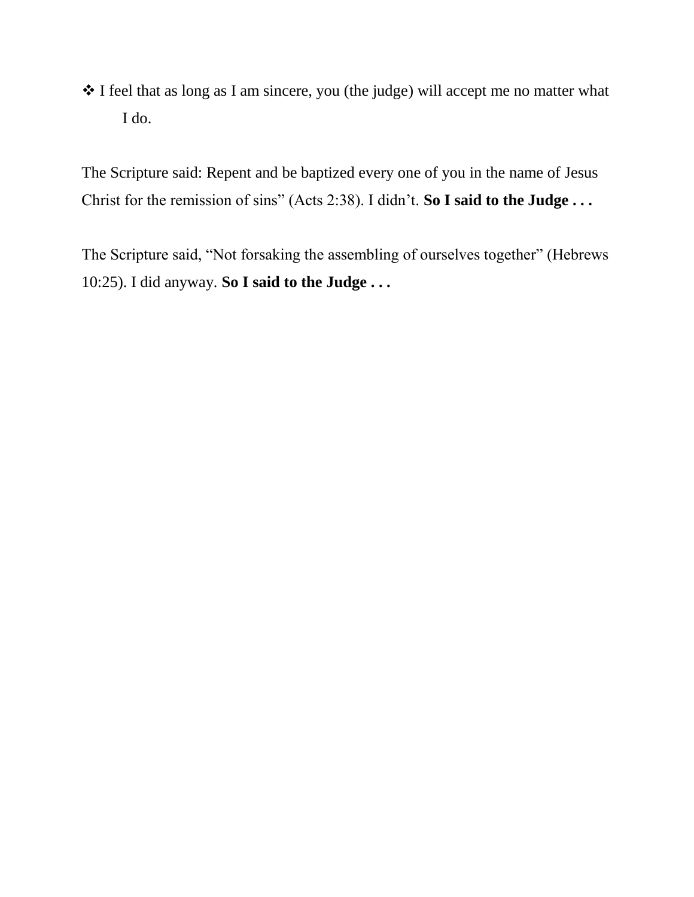- I feel that as long as I am sincere, you (the judge) will accept me no matter what I do.

The Scripture said: Repent and be baptized every one of you in the name of Jesus Christ for the remission of sins" (Acts 2:38). I didn't. **So I said to the Judge . . .**

The Scripture said, "Not forsaking the assembling of ourselves together" (Hebrews 10:25). I did anyway. **So I said to the Judge . . .**